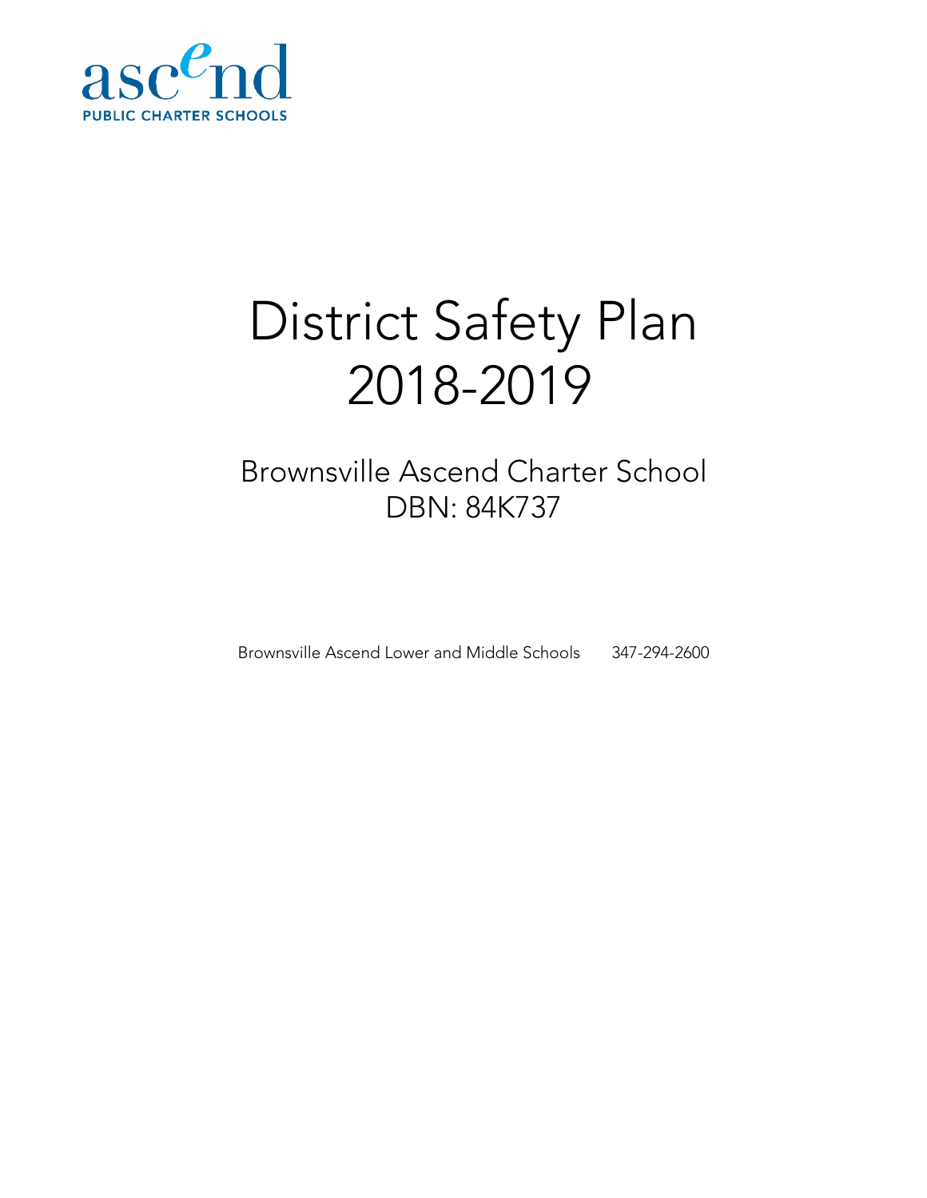ascend

PUBLIC CHARTER SCHOOLS

# District Safety Plan 2018-2019

## Brownsville Ascend Charter School DBN: 84K737

Brownsville Ascend Lower and Middle Schools 347-294-2600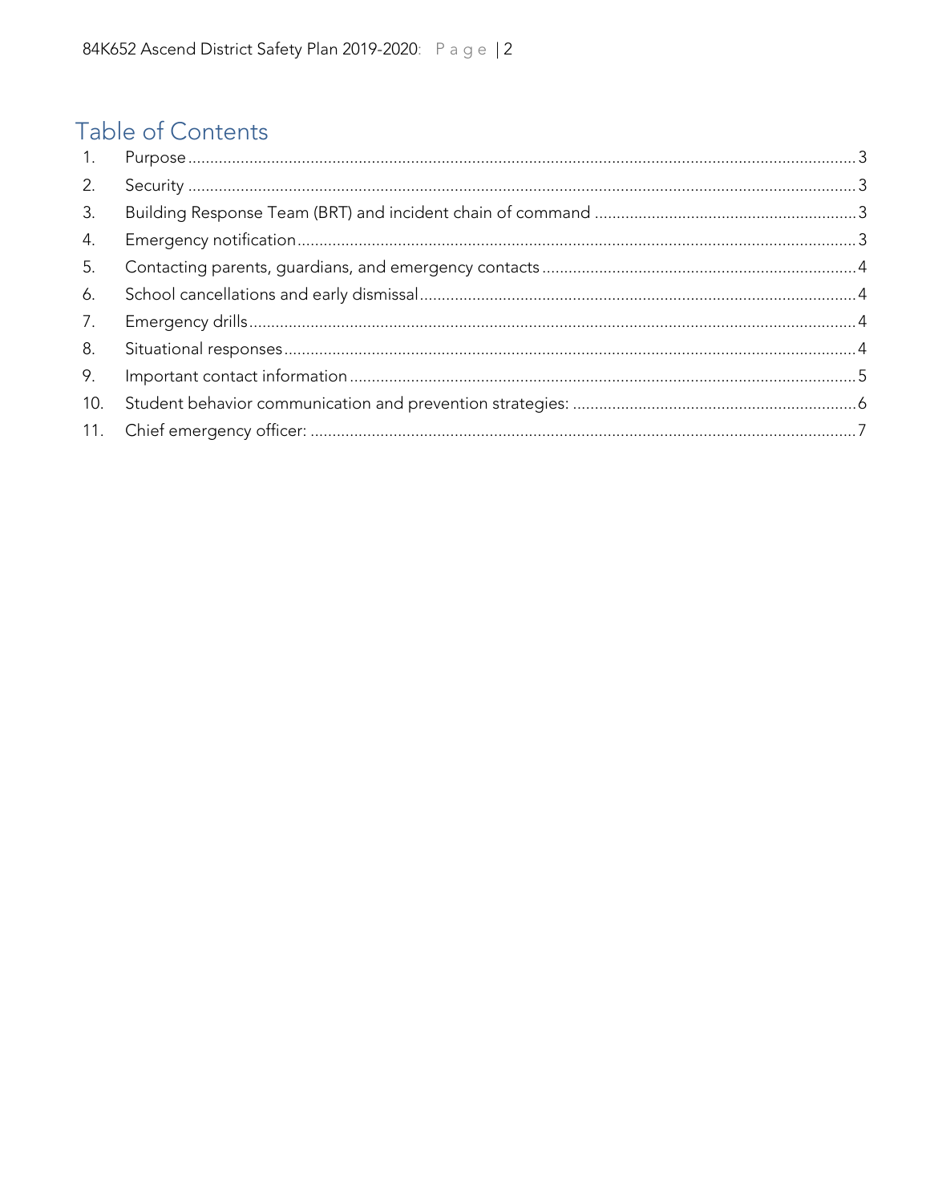# Table of Contents

1. Purpose ..... 3
2. Security ..... 3
3. Building Response Team (BRT) and incident chain of command ..... 3
4. Emergency notification ..... 3
5. Contacting parents, guardians, and emergency contacts ..... 4
6. School cancellations and early dismissal ..... 4
7. Emergency drills ..... 4
8. Situational responses ..... 4
9. Important contact information ..... 5
10. Student behavior communication and prevention strategies: ..... 6
11. Chief emergency officer: ..... 7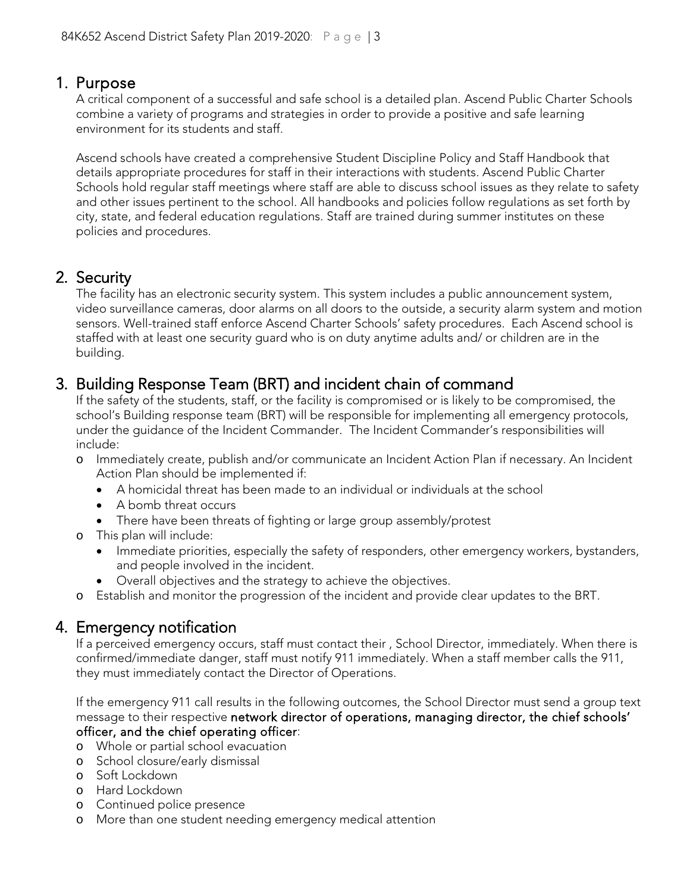## 1. Purpose

A critical component of a successful and safe school is a detailed plan. Ascend Public Charter Schools combine a variety of programs and strategies in order to provide a positive and safe learning environment for its students and staff.

Ascend schools have created a comprehensive Student Discipline Policy and Staff Handbook that details appropriate procedures for staff in their interactions with students. Ascend Public Charter Schools hold regular staff meetings where staff are able to discuss school issues as they relate to safety and other issues pertinent to the school. All handbooks and policies follow regulations as set forth by city, state, and federal education regulations. Staff are trained during summer institutes on these policies and procedures.

## 2. Security

The facility has an electronic security system. This system includes a public announcement system, video surveillance cameras, door alarms on all doors to the outside, a security alarm system and motion sensors. Well-trained staff enforce Ascend Charter Schools' safety procedures. Each Ascend school is staffed with at least one security guard who is on duty anytime adults and/ or children are in the building.

## 3. Building Response Team (BRT) and incident chain of command

If the safety of the students, staff, or the facility is compromised or is likely to be compromised, the school's Building response team (BRT) will be responsible for implementing all emergency protocols, under the guidance of the Incident Commander. The Incident Commander's responsibilities will include:

- Immediately create, publish and/or communicate an Incident Action Plan if necessary. An Incident Action Plan should be implemented if:
  - A homicidal threat has been made to an individual or individuals at the school
  - A bomb threat occurs
  - There have been threats of fighting or large group assembly/protest
- This plan will include:
  - Immediate priorities, especially the safety of responders, other emergency workers, bystanders, and people involved in the incident.
  - Overall objectives and the strategy to achieve the objectives.
- Establish and monitor the progression of the incident and provide clear updates to the BRT.

## 4. Emergency notification

If a perceived emergency occurs, staff must contact their , School Director, immediately. When there is confirmed/immediate danger, staff must notify 911 immediately. When a staff member calls the 911, they must immediately contact the Director of Operations.

If the emergency 911 call results in the following outcomes, the School Director must send a group text message to their respective **network director of operations, managing director, the chief schools' officer, and the chief operating officer**:

- Whole or partial school evacuation
- School closure/early dismissal
- Soft Lockdown
- Hard Lockdown
- Continued police presence
- More than one student needing emergency medical attention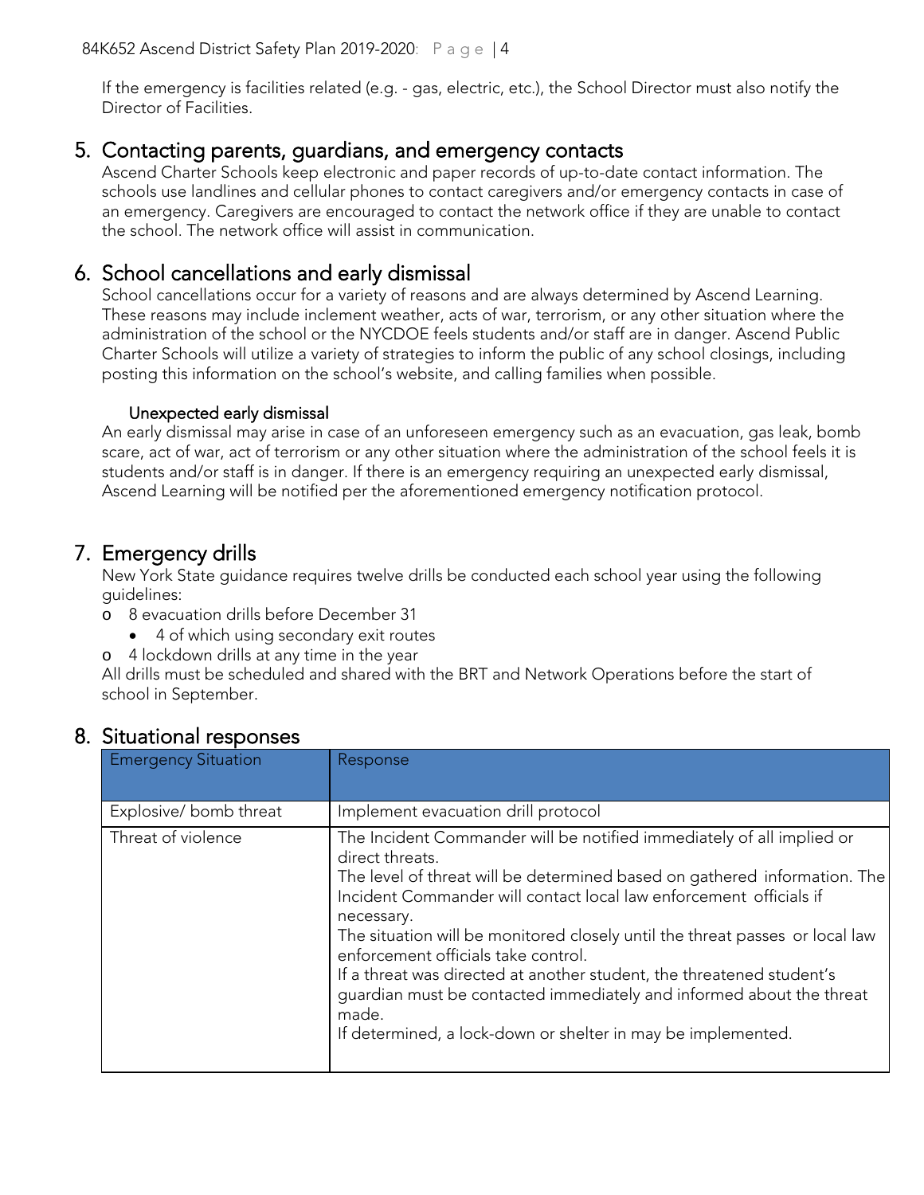If the emergency is facilities related (e.g. - gas, electric, etc.), the School Director must also notify the Director of Facilities.

## 5. Contacting parents, guardians, and emergency contacts

Ascend Charter Schools keep electronic and paper records of up-to-date contact information. The schools use landlines and cellular phones to contact caregivers and/or emergency contacts in case of an emergency. Caregivers are encouraged to contact the network office if they are unable to contact the school. The network office will assist in communication.

## 6. School cancellations and early dismissal

School cancellations occur for a variety of reasons and are always determined by Ascend Learning. These reasons may include inclement weather, acts of war, terrorism, or any other situation where the administration of the school or the NYCDOE feels students and/or staff are in danger. Ascend Public Charter Schools will utilize a variety of strategies to inform the public of any school closings, including posting this information on the school's website, and calling families when possible.

### Unexpected early dismissal

An early dismissal may arise in case of an unforeseen emergency such as an evacuation, gas leak, bomb scare, act of war, act of terrorism or any other situation where the administration of the school feels it is students and/or staff is in danger. If there is an emergency requiring an unexpected early dismissal, Ascend Learning will be notified per the aforementioned emergency notification protocol.

## 7. Emergency drills

New York State guidance requires twelve drills be conducted each school year using the following guidelines:

- 8 evacuation drills before December 31
  - 4 of which using secondary exit routes
- 4 lockdown drills at any time in the year

All drills must be scheduled and shared with the BRT and Network Operations before the start of school in September.

## 8. Situational responses

| Emergency Situation | Response |
|---|---|
| Explosive/ bomb threat | Implement evacuation drill protocol |
| Threat of violence | The Incident Commander will be notified immediately of all implied or direct threats.<br>The level of threat will be determined based on gathered information. The Incident Commander will contact local law enforcement officials if necessary.<br>The situation will be monitored closely until the threat passes or local law enforcement officials take control.<br>If a threat was directed at another student, the threatened student's guardian must be contacted immediately and informed about the threat made.<br>If determined, a lock-down or shelter in may be implemented. |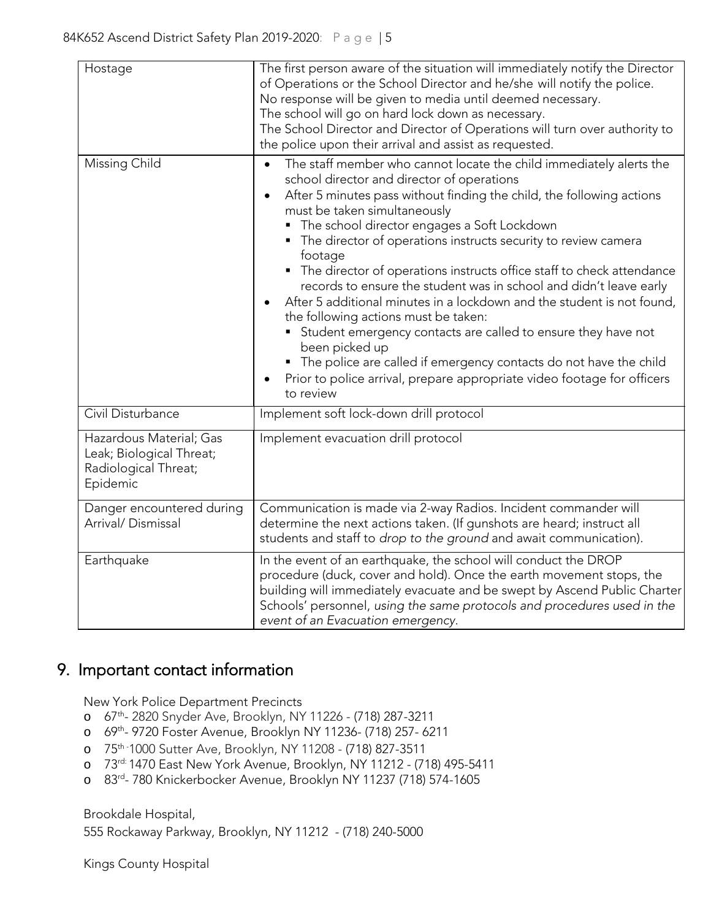| Hostage | The first person aware of the situation will immediately notify the Director of Operations or the School Director and he/she will notify the police.<br>No response will be given to media until deemed necessary.<br>The school will go on hard lock down as necessary.<br>The School Director and Director of Operations will turn over authority to the police upon their arrival and assist as requested. |
|---|---|
| Missing Child | • The staff member who cannot locate the child immediately alerts the school director and director of operations<br>• After 5 minutes pass without finding the child, the following actions must be taken simultaneously<br>&nbsp;&nbsp;▪ The school director engages a Soft Lockdown<br>&nbsp;&nbsp;▪ The director of operations instructs security to review camera footage<br>&nbsp;&nbsp;▪ The director of operations instructs office staff to check attendance records to ensure the student was in school and didn't leave early<br>• After 5 additional minutes in a lockdown and the student is not found, the following actions must be taken:<br>&nbsp;&nbsp;▪ Student emergency contacts are called to ensure they have not been picked up<br>&nbsp;&nbsp;▪ The police are called if emergency contacts do not have the child<br>• Prior to police arrival, prepare appropriate video footage for officers to review |
| Civil Disturbance | Implement soft lock-down drill protocol |
| Hazardous Material; Gas Leak; Biological Threat; Radiological Threat; Epidemic | Implement evacuation drill protocol |
| Danger encountered during Arrival/ Dismissal | Communication is made via 2-way Radios. Incident commander will determine the next actions taken. (If gunshots are heard; instruct all students and staff to *drop to the ground* and await communication). |
| Earthquake | In the event of an earthquake, the school will conduct the DROP procedure (duck, cover and hold). Once the earth movement stops, the building will immediately evacuate and be swept by Ascend Public Charter Schools' personnel, *using the same protocols and procedures used in the event of an Evacuation emergency.* |

## 9. Important contact information

New York Police Department Precincts

- 67th- 2820 Snyder Ave, Brooklyn, NY 11226 - (718) 287-3211
- 69th- 9720 Foster Avenue, Brooklyn NY 11236- (718) 257- 6211
- 75th -1000 Sutter Ave, Brooklyn, NY 11208 - (718) 827-3511
- 73rd: 1470 East New York Avenue, Brooklyn, NY 11212 - (718) 495-5411
- 83rd- 780 Knickerbocker Avenue, Brooklyn NY 11237 (718) 574-1605

Brookdale Hospital,
555 Rockaway Parkway, Brooklyn, NY 11212 - (718) 240-5000

Kings County Hospital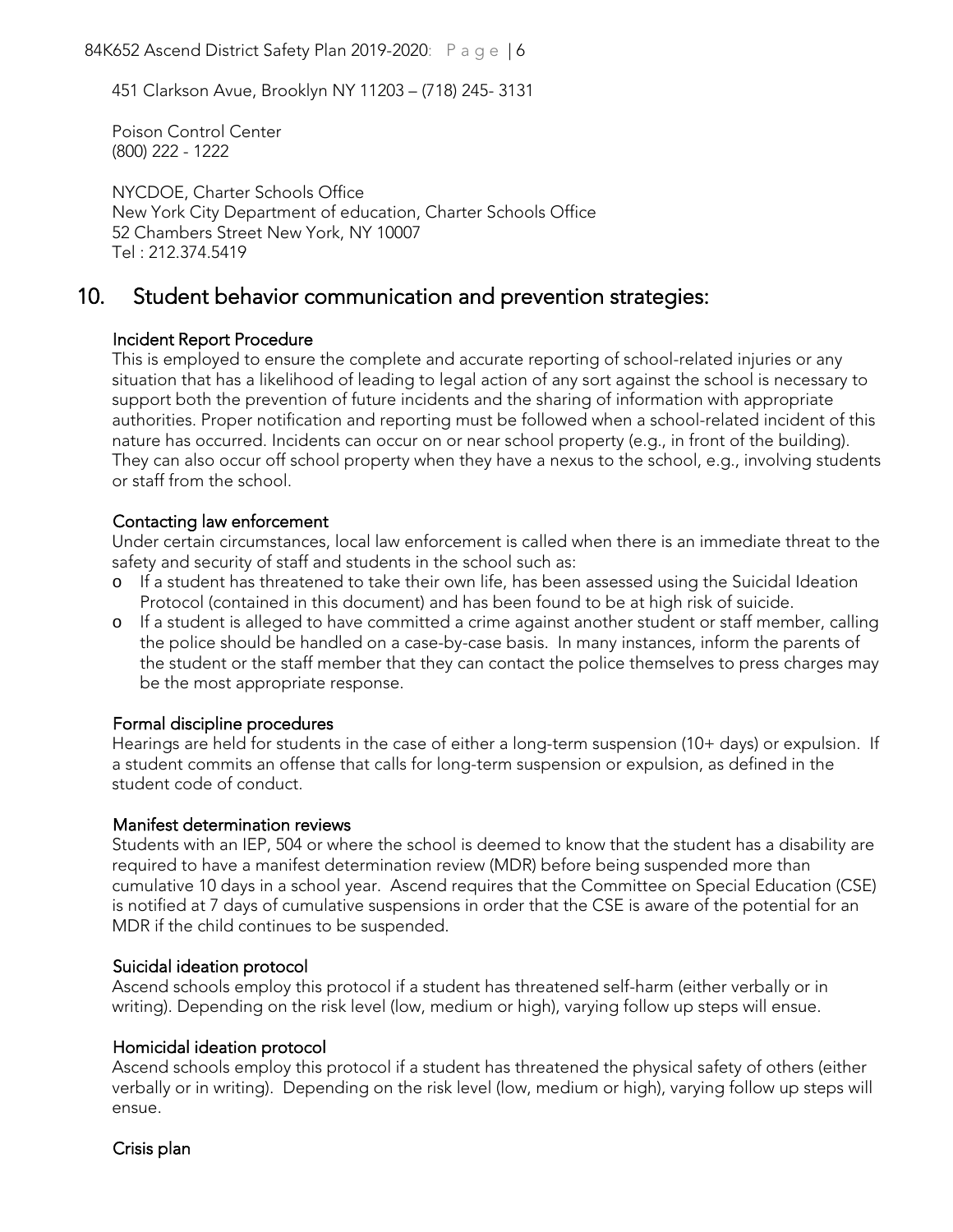451 Clarkson Avue, Brooklyn NY 11203 – (718) 245- 3131

Poison Control Center
(800) 222 - 1222

NYCDOE, Charter Schools Office
New York City Department of education, Charter Schools Office
52 Chambers Street New York, NY 10007
Tel : 212.374.5419

## 10. Student behavior communication and prevention strategies:

### Incident Report Procedure

This is employed to ensure the complete and accurate reporting of school-related injuries or any situation that has a likelihood of leading to legal action of any sort against the school is necessary to support both the prevention of future incidents and the sharing of information with appropriate authorities. Proper notification and reporting must be followed when a school-related incident of this nature has occurred. Incidents can occur on or near school property (e.g., in front of the building). They can also occur off school property when they have a nexus to the school, e.g., involving students or staff from the school.

### Contacting law enforcement

Under certain circumstances, local law enforcement is called when there is an immediate threat to the safety and security of staff and students in the school such as:

- If a student has threatened to take their own life, has been assessed using the Suicidal Ideation Protocol (contained in this document) and has been found to be at high risk of suicide.
- If a student is alleged to have committed a crime against another student or staff member, calling the police should be handled on a case-by-case basis. In many instances, inform the parents of the student or the staff member that they can contact the police themselves to press charges may be the most appropriate response.

### Formal discipline procedures

Hearings are held for students in the case of either a long-term suspension (10+ days) or expulsion. If a student commits an offense that calls for long-term suspension or expulsion, as defined in the student code of conduct.

### Manifest determination reviews

Students with an IEP, 504 or where the school is deemed to know that the student has a disability are required to have a manifest determination review (MDR) before being suspended more than cumulative 10 days in a school year. Ascend requires that the Committee on Special Education (CSE) is notified at 7 days of cumulative suspensions in order that the CSE is aware of the potential for an MDR if the child continues to be suspended.

### Suicidal ideation protocol

Ascend schools employ this protocol if a student has threatened self-harm (either verbally or in writing). Depending on the risk level (low, medium or high), varying follow up steps will ensue.

### Homicidal ideation protocol

Ascend schools employ this protocol if a student has threatened the physical safety of others (either verbally or in writing). Depending on the risk level (low, medium or high), varying follow up steps will ensue.

### Crisis plan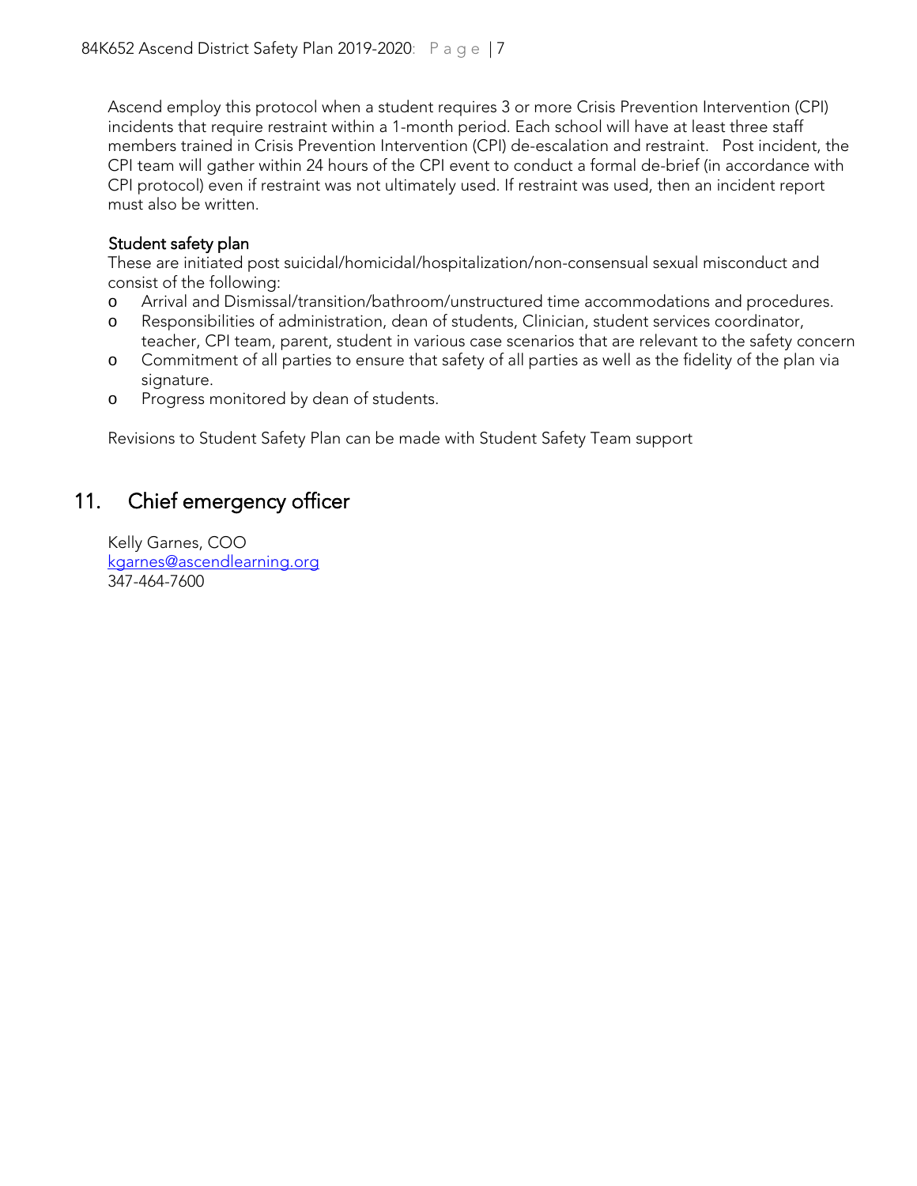Ascend employ this protocol when a student requires 3 or more Crisis Prevention Intervention (CPI) incidents that require restraint within a 1-month period. Each school will have at least three staff members trained in Crisis Prevention Intervention (CPI) de-escalation and restraint. Post incident, the CPI team will gather within 24 hours of the CPI event to conduct a formal de-brief (in accordance with CPI protocol) even if restraint was not ultimately used. If restraint was used, then an incident report must also be written.

### Student safety plan

These are initiated post suicidal/homicidal/hospitalization/non-consensual sexual misconduct and consist of the following:

- Arrival and Dismissal/transition/bathroom/unstructured time accommodations and procedures.
- Responsibilities of administration, dean of students, Clinician, student services coordinator, teacher, CPI team, parent, student in various case scenarios that are relevant to the safety concern
- Commitment of all parties to ensure that safety of all parties as well as the fidelity of the plan via signature.
- Progress monitored by dean of students.

Revisions to Student Safety Plan can be made with Student Safety Team support

## 11. Chief emergency officer

Kelly Garnes, COO
kgarnes@ascendlearning.org
347-464-7600